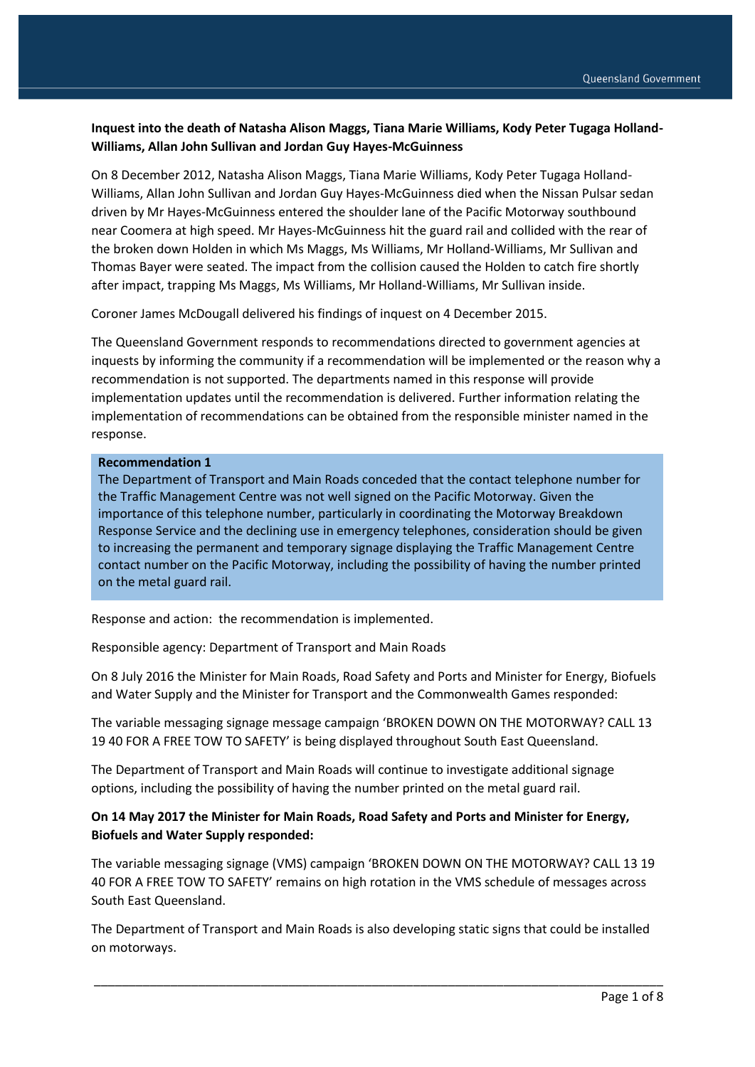**Inquest into the death of Natasha Alison Maggs, Tiana Marie Williams, Kody Peter Tugaga Holland-Williams, Allan John Sullivan and Jordan Guy Hayes-McGuinness**

On 8 December 2012, Natasha Alison Maggs, Tiana Marie Williams, Kody Peter Tugaga Holland-Williams, Allan John Sullivan and Jordan Guy Hayes-McGuinness died when the Nissan Pulsar sedan driven by Mr Hayes-McGuinness entered the shoulder lane of the Pacific Motorway southbound near Coomera at high speed. Mr Hayes-McGuinness hit the guard rail and collided with the rear of the broken down Holden in which Ms Maggs, Ms Williams, Mr Holland-Williams, Mr Sullivan and Thomas Bayer were seated. The impact from the collision caused the Holden to catch fire shortly after impact, trapping Ms Maggs, Ms Williams, Mr Holland-Williams, Mr Sullivan inside.

Coroner James McDougall delivered his findings of inquest on 4 December 2015.

The Queensland Government responds to recommendations directed to government agencies at inquests by informing the community if a recommendation will be implemented or the reason why a recommendation is not supported. The departments named in this response will provide implementation updates until the recommendation is delivered. Further information relating the implementation of recommendations can be obtained from the responsible minister named in the response.

**Recommendation 1**

The Department of Transport and Main Roads conceded that the contact telephone number for the Traffic Management Centre was not well signed on the Pacific Motorway. Given the importance of this telephone number, particularly in coordinating the Motorway Breakdown Response Service and the declining use in emergency telephones, consideration should be given to increasing the permanent and temporary signage displaying the Traffic Management Centre contact number on the Pacific Motorway, including the possibility of having the number printed on the metal guard rail.

Response and action: the recommendation is implemented.

Responsible agency: Department of Transport and Main Roads

On 8 July 2016 the Minister for Main Roads, Road Safety and Ports and Minister for Energy, Biofuels and Water Supply and the Minister for Transport and the Commonwealth Games responded:

The variable messaging signage message campaign 'BROKEN DOWN ON THE MOTORWAY? CALL 13 19 40 FOR A FREE TOW TO SAFETY' is being displayed throughout South East Queensland.

The Department of Transport and Main Roads will continue to investigate additional signage options, including the possibility of having the number printed on the metal guard rail.

**On 14 May 2017 the Minister for Main Roads, Road Safety and Ports and Minister for Energy, Biofuels and Water Supply responded:**

The variable messaging signage (VMS) campaign 'BROKEN DOWN ON THE MOTORWAY? CALL 13 19 40 FOR A FREE TOW TO SAFETY' remains on high rotation in the VMS schedule of messages across South East Queensland.

The Department of Transport and Main Roads is also developing static signs that could be installed on motorways.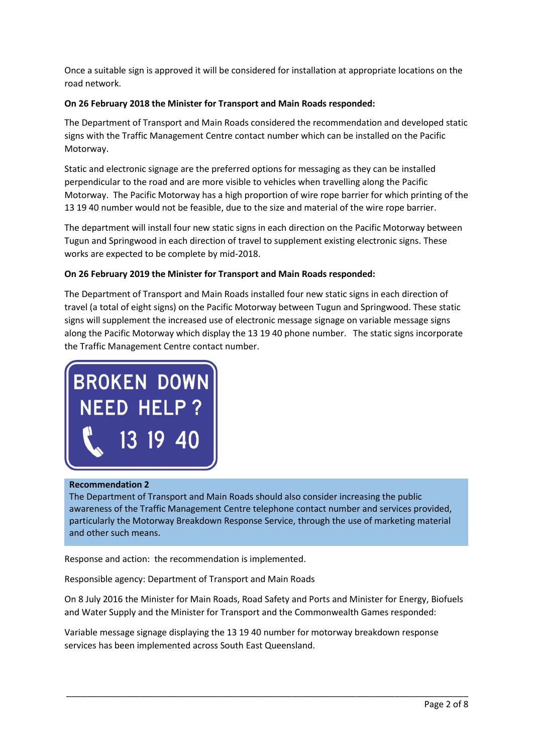Once a suitable sign is approved it will be considered for installation at appropriate locations on the road network.

**On 26 February 2018 the Minister for Transport and Main Roads responded:**

The Department of Transport and Main Roads considered the recommendation and developed static signs with the Traffic Management Centre contact number which can be installed on the Pacific Motorway.

Static and electronic signage are the preferred options for messaging as they can be installed perpendicular to the road and are more visible to vehicles when travelling along the Pacific Motorway. The Pacific Motorway has a high proportion of wire rope barrier for which printing of the 13 19 40 number would not be feasible, due to the size and material of the wire rope barrier.

The department will install four new static signs in each direction on the Pacific Motorway between Tugun and Springwood in each direction of travel to supplement existing electronic signs. These works are expected to be complete by mid-2018.

**On 26 February 2019 the Minister for Transport and Main Roads responded:**

The Department of Transport and Main Roads installed four new static signs in each direction of travel (a total of eight signs) on the Pacific Motorway between Tugun and Springwood. These static signs will supplement the increased use of electronic message signage on variable message signs along the Pacific Motorway which display the 13 19 40 phone number. The static signs incorporate the Traffic Management Centre contact number.

**Recommendation 2**
The Department of Transport and Main Roads should also consider increasing the public awareness of the Traffic Management Centre telephone contact number and services provided, particularly the Motorway Breakdown Response Service, through the use of marketing material and other such means.

Response and action: the recommendation is implemented.

Responsible agency: Department of Transport and Main Roads

On 8 July 2016 the Minister for Main Roads, Road Safety and Ports and Minister for Energy, Biofuels and Water Supply and the Minister for Transport and the Commonwealth Games responded:

Variable message signage displaying the 13 19 40 number for motorway breakdown response services has been implemented across South East Queensland.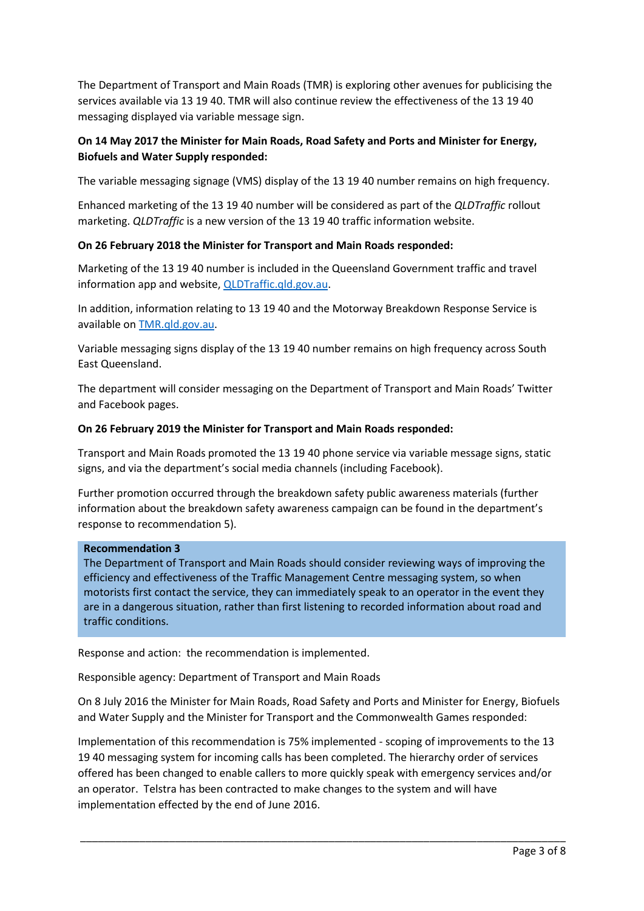The Department of Transport and Main Roads (TMR) is exploring other avenues for publicising the services available via 13 19 40. TMR will also continue review the effectiveness of the 13 19 40 messaging displayed via variable message sign.

**On 14 May 2017 the Minister for Main Roads, Road Safety and Ports and Minister for Energy, Biofuels and Water Supply responded:**

The variable messaging signage (VMS) display of the 13 19 40 number remains on high frequency.

Enhanced marketing of the 13 19 40 number will be considered as part of the *QLDTraffic* rollout marketing. *QLDTraffic* is a new version of the 13 19 40 traffic information website.

**On 26 February 2018 the Minister for Transport and Main Roads responded:**

Marketing of the 13 19 40 number is included in the Queensland Government traffic and travel information app and website, [QLDTraffic.qld.gov.au](QLDTraffic.qld.gov.au).

In addition, information relating to 13 19 40 and the Motorway Breakdown Response Service is available on [TMR.qld.gov.au](TMR.qld.gov.au).

Variable messaging signs display of the 13 19 40 number remains on high frequency across South East Queensland.

The department will consider messaging on the Department of Transport and Main Roads' Twitter and Facebook pages.

**On 26 February 2019 the Minister for Transport and Main Roads responded:**

Transport and Main Roads promoted the 13 19 40 phone service via variable message signs, static signs, and via the department's social media channels (including Facebook).

Further promotion occurred through the breakdown safety public awareness materials (further information about the breakdown safety awareness campaign can be found in the department's response to recommendation 5).

> **Recommendation 3**
> The Department of Transport and Main Roads should consider reviewing ways of improving the efficiency and effectiveness of the Traffic Management Centre messaging system, so when motorists first contact the service, they can immediately speak to an operator in the event they are in a dangerous situation, rather than first listening to recorded information about road and traffic conditions.

Response and action: the recommendation is implemented.

Responsible agency: Department of Transport and Main Roads

On 8 July 2016 the Minister for Main Roads, Road Safety and Ports and Minister for Energy, Biofuels and Water Supply and the Minister for Transport and the Commonwealth Games responded:

Implementation of this recommendation is 75% implemented - scoping of improvements to the 13 19 40 messaging system for incoming calls has been completed. The hierarchy order of services offered has been changed to enable callers to more quickly speak with emergency services and/or an operator. Telstra has been contracted to make changes to the system and will have implementation effected by the end of June 2016.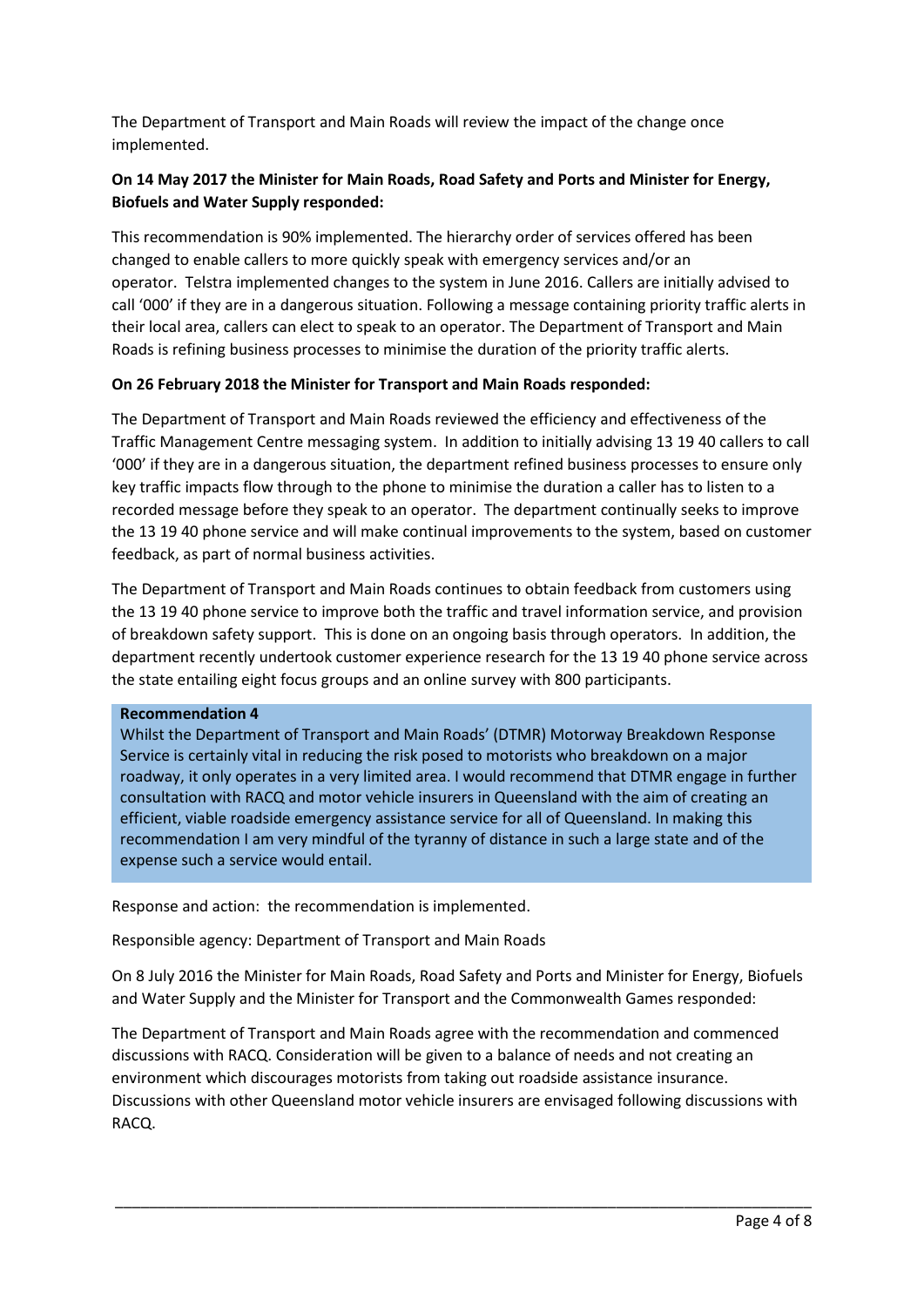The Department of Transport and Main Roads will review the impact of the change once implemented.

**On 14 May 2017 the Minister for Main Roads, Road Safety and Ports and Minister for Energy, Biofuels and Water Supply responded:**

This recommendation is 90% implemented. The hierarchy order of services offered has been changed to enable callers to more quickly speak with emergency services and/or an operator. Telstra implemented changes to the system in June 2016. Callers are initially advised to call '000' if they are in a dangerous situation. Following a message containing priority traffic alerts in their local area, callers can elect to speak to an operator. The Department of Transport and Main Roads is refining business processes to minimise the duration of the priority traffic alerts.

**On 26 February 2018 the Minister for Transport and Main Roads responded:**

The Department of Transport and Main Roads reviewed the efficiency and effectiveness of the Traffic Management Centre messaging system. In addition to initially advising 13 19 40 callers to call '000' if they are in a dangerous situation, the department refined business processes to ensure only key traffic impacts flow through to the phone to minimise the duration a caller has to listen to a recorded message before they speak to an operator. The department continually seeks to improve the 13 19 40 phone service and will make continual improvements to the system, based on customer feedback, as part of normal business activities.

The Department of Transport and Main Roads continues to obtain feedback from customers using the 13 19 40 phone service to improve both the traffic and travel information service, and provision of breakdown safety support. This is done on an ongoing basis through operators. In addition, the department recently undertook customer experience research for the 13 19 40 phone service across the state entailing eight focus groups and an online survey with 800 participants.

**Recommendation 4**

Whilst the Department of Transport and Main Roads' (DTMR) Motorway Breakdown Response Service is certainly vital in reducing the risk posed to motorists who breakdown on a major roadway, it only operates in a very limited area. I would recommend that DTMR engage in further consultation with RACQ and motor vehicle insurers in Queensland with the aim of creating an efficient, viable roadside emergency assistance service for all of Queensland. In making this recommendation I am very mindful of the tyranny of distance in such a large state and of the expense such a service would entail.

Response and action: the recommendation is implemented.

Responsible agency: Department of Transport and Main Roads

On 8 July 2016 the Minister for Main Roads, Road Safety and Ports and Minister for Energy, Biofuels and Water Supply and the Minister for Transport and the Commonwealth Games responded:

The Department of Transport and Main Roads agree with the recommendation and commenced discussions with RACQ. Consideration will be given to a balance of needs and not creating an environment which discourages motorists from taking out roadside assistance insurance. Discussions with other Queensland motor vehicle insurers are envisaged following discussions with RACQ.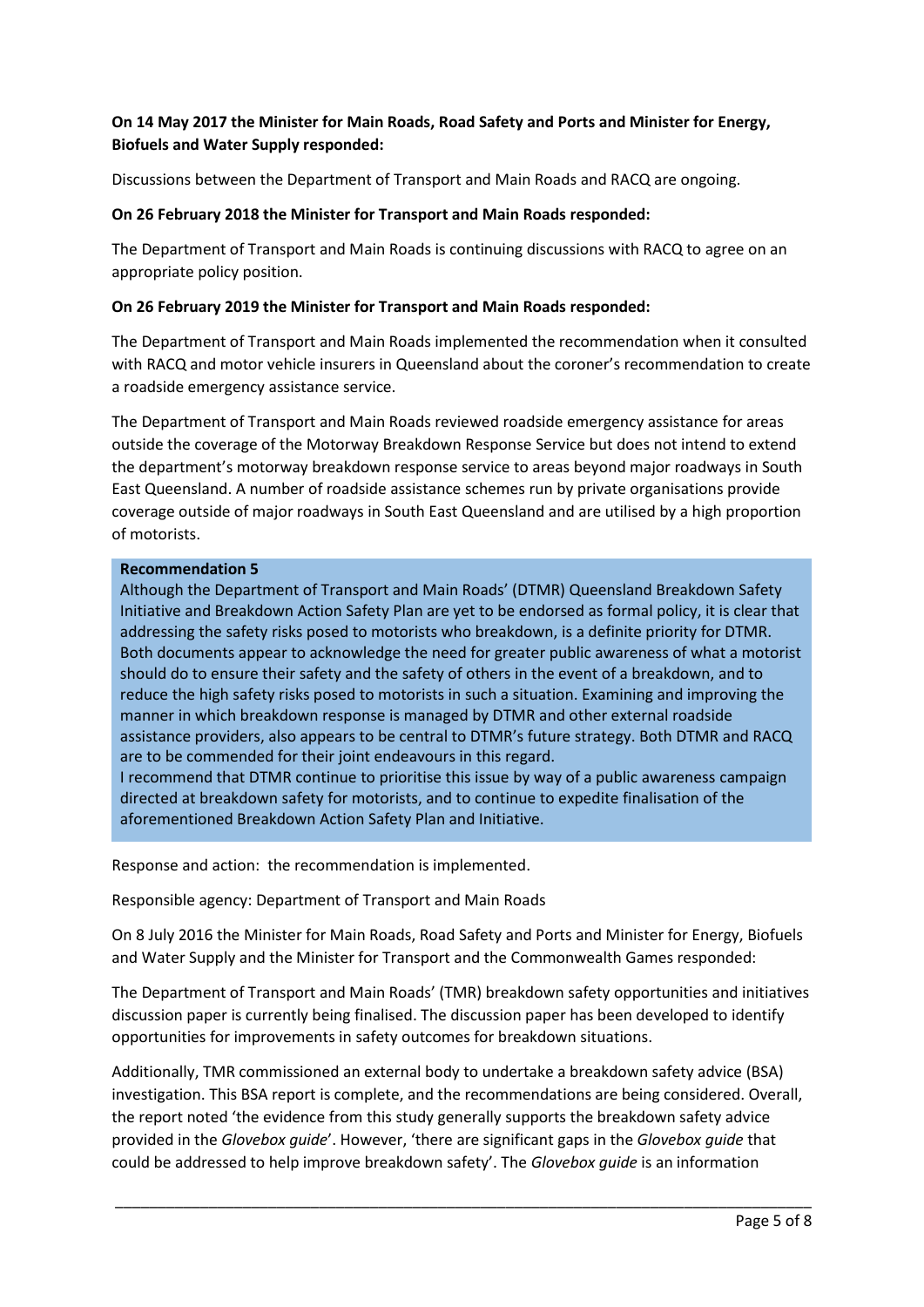**On 14 May 2017 the Minister for Main Roads, Road Safety and Ports and Minister for Energy, Biofuels and Water Supply responded:**

Discussions between the Department of Transport and Main Roads and RACQ are ongoing.

**On 26 February 2018 the Minister for Transport and Main Roads responded:**

The Department of Transport and Main Roads is continuing discussions with RACQ to agree on an appropriate policy position.

**On 26 February 2019 the Minister for Transport and Main Roads responded:**

The Department of Transport and Main Roads implemented the recommendation when it consulted with RACQ and motor vehicle insurers in Queensland about the coroner's recommendation to create a roadside emergency assistance service.

The Department of Transport and Main Roads reviewed roadside emergency assistance for areas outside the coverage of the Motorway Breakdown Response Service but does not intend to extend the department's motorway breakdown response service to areas beyond major roadways in South East Queensland. A number of roadside assistance schemes run by private organisations provide coverage outside of major roadways in South East Queensland and are utilised by a high proportion of motorists.

> **Recommendation 5**
> Although the Department of Transport and Main Roads' (DTMR) Queensland Breakdown Safety Initiative and Breakdown Action Safety Plan are yet to be endorsed as formal policy, it is clear that addressing the safety risks posed to motorists who breakdown, is a definite priority for DTMR. Both documents appear to acknowledge the need for greater public awareness of what a motorist should do to ensure their safety and the safety of others in the event of a breakdown, and to reduce the high safety risks posed to motorists in such a situation. Examining and improving the manner in which breakdown response is managed by DTMR and other external roadside assistance providers, also appears to be central to DTMR's future strategy. Both DTMR and RACQ are to be commended for their joint endeavours in this regard.
> I recommend that DTMR continue to prioritise this issue by way of a public awareness campaign directed at breakdown safety for motorists, and to continue to expedite finalisation of the aforementioned Breakdown Action Safety Plan and Initiative.

Response and action: the recommendation is implemented.

Responsible agency: Department of Transport and Main Roads

On 8 July 2016 the Minister for Main Roads, Road Safety and Ports and Minister for Energy, Biofuels and Water Supply and the Minister for Transport and the Commonwealth Games responded:

The Department of Transport and Main Roads' (TMR) breakdown safety opportunities and initiatives discussion paper is currently being finalised. The discussion paper has been developed to identify opportunities for improvements in safety outcomes for breakdown situations.

Additionally, TMR commissioned an external body to undertake a breakdown safety advice (BSA) investigation. This BSA report is complete, and the recommendations are being considered. Overall, the report noted 'the evidence from this study generally supports the breakdown safety advice provided in the *Glovebox guide*'. However, 'there are significant gaps in the *Glovebox guide* that could be addressed to help improve breakdown safety'. The *Glovebox guide* is an information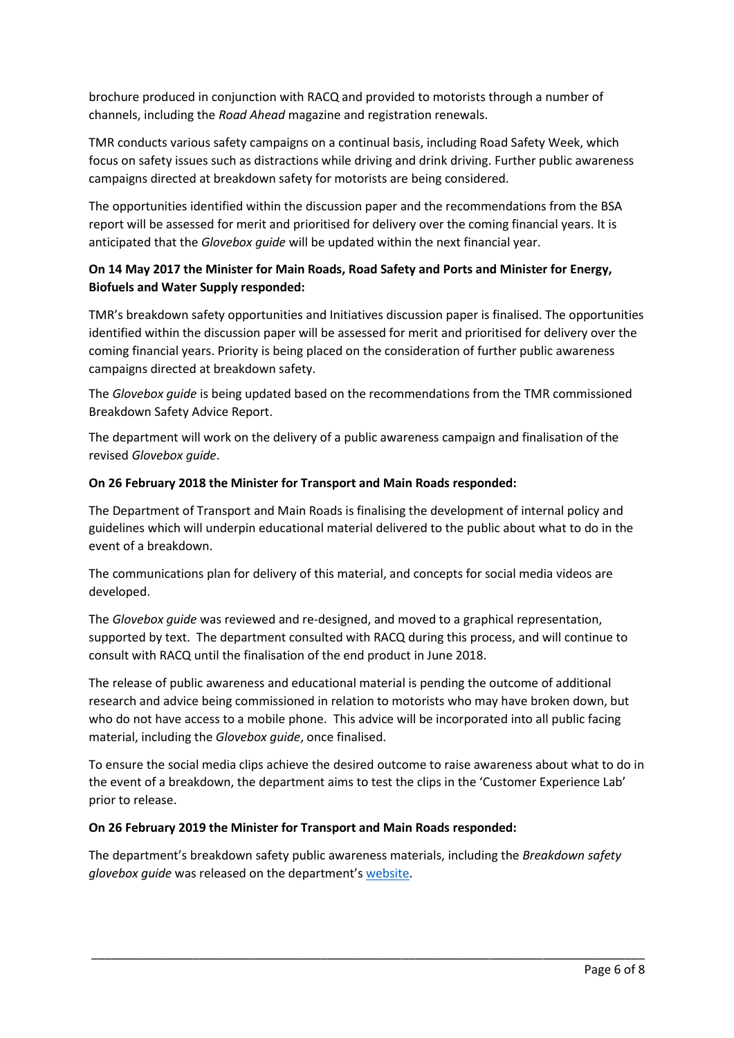brochure produced in conjunction with RACQ and provided to motorists through a number of channels, including the *Road Ahead* magazine and registration renewals.

TMR conducts various safety campaigns on a continual basis, including Road Safety Week, which focus on safety issues such as distractions while driving and drink driving. Further public awareness campaigns directed at breakdown safety for motorists are being considered.

The opportunities identified within the discussion paper and the recommendations from the BSA report will be assessed for merit and prioritised for delivery over the coming financial years. It is anticipated that the *Glovebox guide* will be updated within the next financial year.

**On 14 May 2017 the Minister for Main Roads, Road Safety and Ports and Minister for Energy, Biofuels and Water Supply responded:**

TMR's breakdown safety opportunities and Initiatives discussion paper is finalised. The opportunities identified within the discussion paper will be assessed for merit and prioritised for delivery over the coming financial years. Priority is being placed on the consideration of further public awareness campaigns directed at breakdown safety.

The *Glovebox guide* is being updated based on the recommendations from the TMR commissioned Breakdown Safety Advice Report.

The department will work on the delivery of a public awareness campaign and finalisation of the revised *Glovebox guide*.

**On 26 February 2018 the Minister for Transport and Main Roads responded:**

The Department of Transport and Main Roads is finalising the development of internal policy and guidelines which will underpin educational material delivered to the public about what to do in the event of a breakdown.

The communications plan for delivery of this material, and concepts for social media videos are developed.

The *Glovebox guide* was reviewed and re-designed, and moved to a graphical representation, supported by text. The department consulted with RACQ during this process, and will continue to consult with RACQ until the finalisation of the end product in June 2018.

The release of public awareness and educational material is pending the outcome of additional research and advice being commissioned in relation to motorists who may have broken down, but who do not have access to a mobile phone. This advice will be incorporated into all public facing material, including the *Glovebox guide*, once finalised.

To ensure the social media clips achieve the desired outcome to raise awareness about what to do in the event of a breakdown, the department aims to test the clips in the 'Customer Experience Lab' prior to release.

**On 26 February 2019 the Minister for Transport and Main Roads responded:**

The department's breakdown safety public awareness materials, including the *Breakdown safety glovebox guide* was released on the department's website.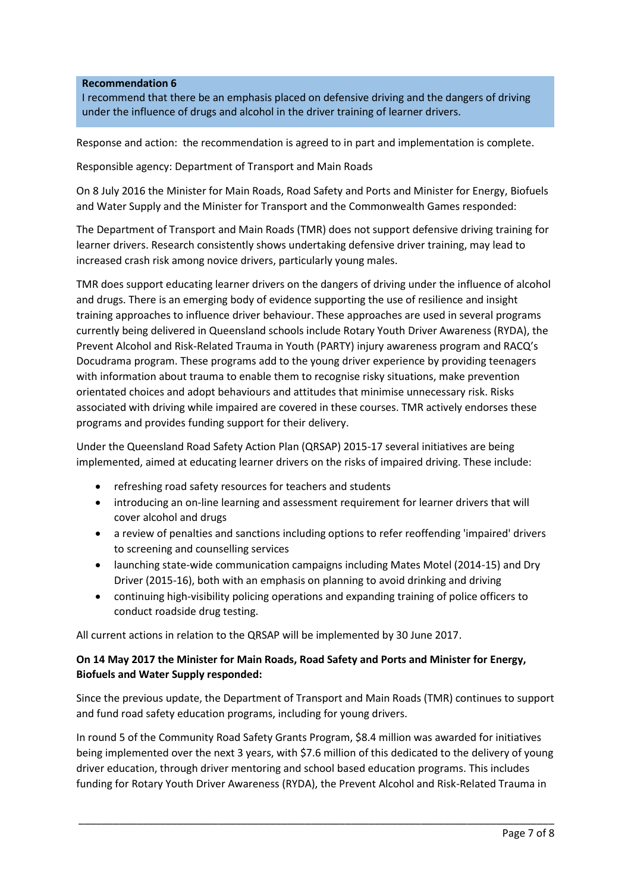**Recommendation 6**

I recommend that there be an emphasis placed on defensive driving and the dangers of driving under the influence of drugs and alcohol in the driver training of learner drivers.

Response and action: the recommendation is agreed to in part and implementation is complete.

Responsible agency: Department of Transport and Main Roads

On 8 July 2016 the Minister for Main Roads, Road Safety and Ports and Minister for Energy, Biofuels and Water Supply and the Minister for Transport and the Commonwealth Games responded:

The Department of Transport and Main Roads (TMR) does not support defensive driving training for learner drivers. Research consistently shows undertaking defensive driver training, may lead to increased crash risk among novice drivers, particularly young males.

TMR does support educating learner drivers on the dangers of driving under the influence of alcohol and drugs. There is an emerging body of evidence supporting the use of resilience and insight training approaches to influence driver behaviour. These approaches are used in several programs currently being delivered in Queensland schools include Rotary Youth Driver Awareness (RYDA), the Prevent Alcohol and Risk-Related Trauma in Youth (PARTY) injury awareness program and RACQ's Docudrama program. These programs add to the young driver experience by providing teenagers with information about trauma to enable them to recognise risky situations, make prevention orientated choices and adopt behaviours and attitudes that minimise unnecessary risk. Risks associated with driving while impaired are covered in these courses. TMR actively endorses these programs and provides funding support for their delivery.

Under the Queensland Road Safety Action Plan (QRSAP) 2015-17 several initiatives are being implemented, aimed at educating learner drivers on the risks of impaired driving. These include:

- refreshing road safety resources for teachers and students
- introducing an on-line learning and assessment requirement for learner drivers that will cover alcohol and drugs
- a review of penalties and sanctions including options to refer reoffending 'impaired' drivers to screening and counselling services
- launching state-wide communication campaigns including Mates Motel (2014-15) and Dry Driver (2015-16), both with an emphasis on planning to avoid drinking and driving
- continuing high-visibility policing operations and expanding training of police officers to conduct roadside drug testing.

All current actions in relation to the QRSAP will be implemented by 30 June 2017.

**On 14 May 2017 the Minister for Main Roads, Road Safety and Ports and Minister for Energy, Biofuels and Water Supply responded:**

Since the previous update, the Department of Transport and Main Roads (TMR) continues to support and fund road safety education programs, including for young drivers.

In round 5 of the Community Road Safety Grants Program, $8.4 million was awarded for initiatives being implemented over the next 3 years, with $7.6 million of this dedicated to the delivery of young driver education, through driver mentoring and school based education programs. This includes funding for Rotary Youth Driver Awareness (RYDA), the Prevent Alcohol and Risk-Related Trauma in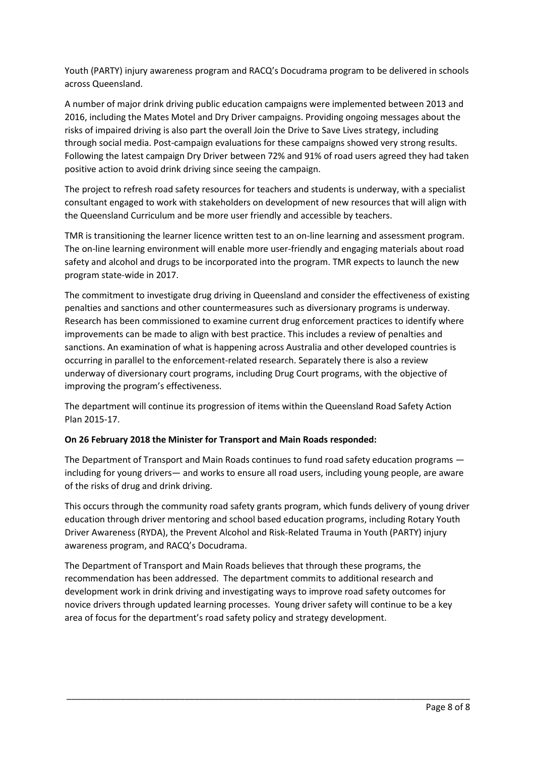Youth (PARTY) injury awareness program and RACQ's Docudrama program to be delivered in schools across Queensland.

A number of major drink driving public education campaigns were implemented between 2013 and 2016, including the Mates Motel and Dry Driver campaigns. Providing ongoing messages about the risks of impaired driving is also part the overall Join the Drive to Save Lives strategy, including through social media. Post-campaign evaluations for these campaigns showed very strong results. Following the latest campaign Dry Driver between 72% and 91% of road users agreed they had taken positive action to avoid drink driving since seeing the campaign.

The project to refresh road safety resources for teachers and students is underway, with a specialist consultant engaged to work with stakeholders on development of new resources that will align with the Queensland Curriculum and be more user friendly and accessible by teachers.

TMR is transitioning the learner licence written test to an on-line learning and assessment program. The on-line learning environment will enable more user-friendly and engaging materials about road safety and alcohol and drugs to be incorporated into the program. TMR expects to launch the new program state-wide in 2017.

The commitment to investigate drug driving in Queensland and consider the effectiveness of existing penalties and sanctions and other countermeasures such as diversionary programs is underway. Research has been commissioned to examine current drug enforcement practices to identify where improvements can be made to align with best practice. This includes a review of penalties and sanctions. An examination of what is happening across Australia and other developed countries is occurring in parallel to the enforcement-related research. Separately there is also a review underway of diversionary court programs, including Drug Court programs, with the objective of improving the program's effectiveness.

The department will continue its progression of items within the Queensland Road Safety Action Plan 2015-17.

**On 26 February 2018 the Minister for Transport and Main Roads responded:**

The Department of Transport and Main Roads continues to fund road safety education programs — including for young drivers— and works to ensure all road users, including young people, are aware of the risks of drug and drink driving.

This occurs through the community road safety grants program, which funds delivery of young driver education through driver mentoring and school based education programs, including Rotary Youth Driver Awareness (RYDA), the Prevent Alcohol and Risk-Related Trauma in Youth (PARTY) injury awareness program, and RACQ's Docudrama.

The Department of Transport and Main Roads believes that through these programs, the recommendation has been addressed. The department commits to additional research and development work in drink driving and investigating ways to improve road safety outcomes for novice drivers through updated learning processes. Young driver safety will continue to be a key area of focus for the department's road safety policy and strategy development.